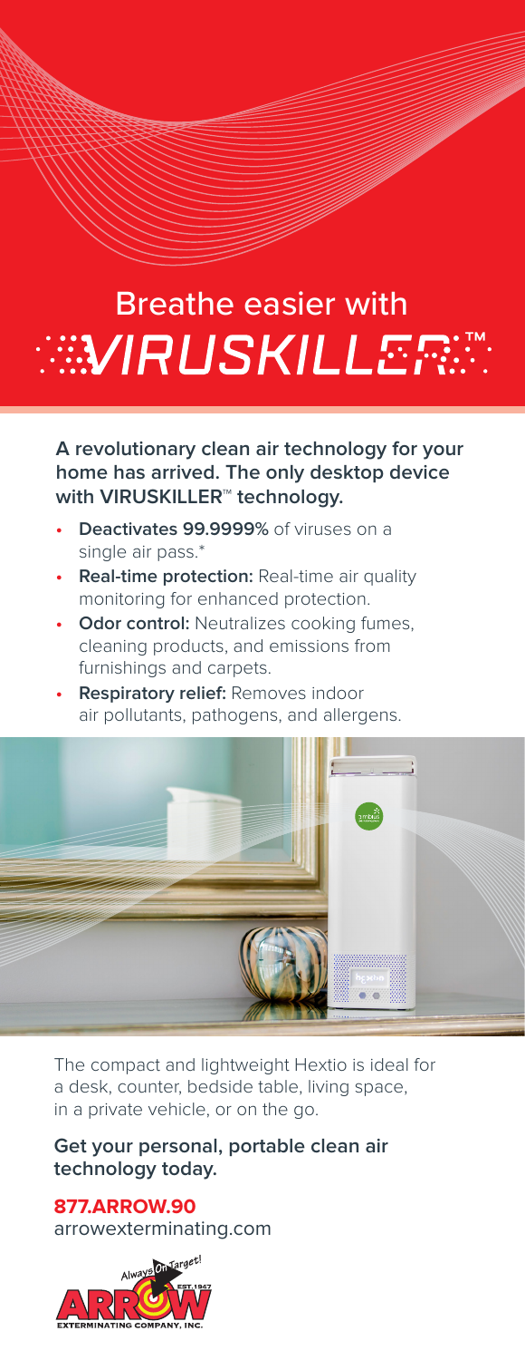# Breathe easier with VIRUSKILLER™

**A revolutionary clean air technology for your home has arrived. The only desktop device with VIRUSKILLER™ technology.**

- **Deactivates 99.9999%** of viruses on a single air pass.*
- **Real-time protection:** Real-time air quality monitoring for enhanced protection.
- **Odor control:** Neutralizes cooking fumes, cleaning products, and emissions from furnishings and carpets.
- **Respiratory relief:** Removes indoor air pollutants, pathogens, and allergens.

The compact and lightweight Hextio is ideal for a desk, counter, bedside table, living space, in a private vehicle, or on the go.

**Get your personal, portable clean air technology today.**

**877.ARROW.90**
arrowexterminating.com

Always On Target!
ARROW EST. 1947
EXTERMINATING COMPANY, INC.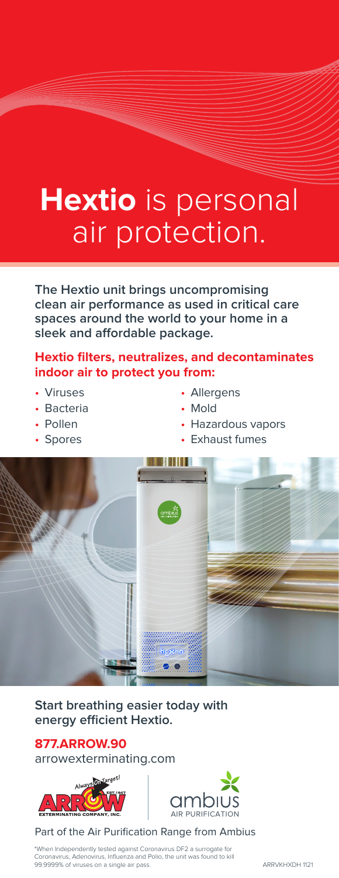# **Hextio** is personal air protection.

**The Hextio unit brings uncompromising clean air performance as used in critical care spaces around the world to your home in a sleek and affordable package.**

**Hextio filters, neutralizes, and decontaminates indoor air to protect you from:**

- Viruses
- Bacteria
- Pollen
- Spores
- Allergens
- Mold
- Hazardous vapors
- Exhaust fumes

**Start breathing easier today with energy efficient Hextio.**

**877.ARROW.90**

arrowexterminating.com

Part of the Air Purification Range from Ambius

*When Independently tested against Coronavirus DF2 a surrogate for Coronavirus, Adenovirus, Influenza and Polio, the unit was found to kill 99.9999% of viruses on a single air pass.

ARRVKHXDH 1121